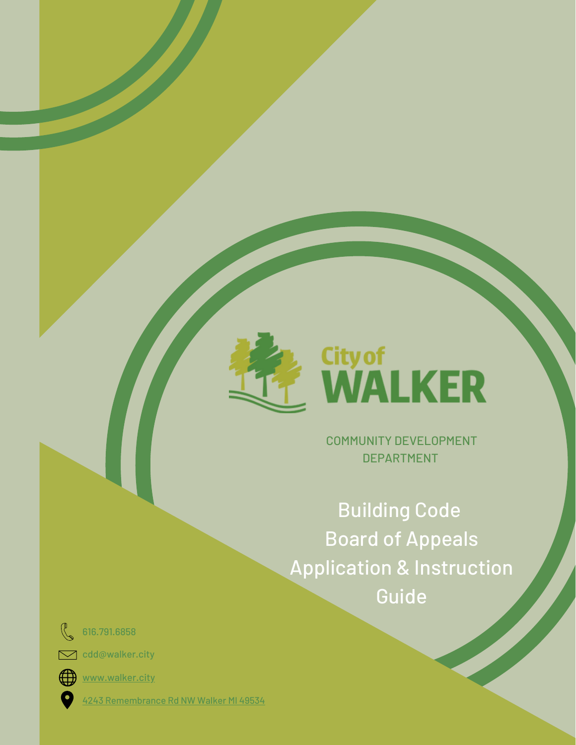City of WALKER

COMMUNITY DEVELOPMENT DEPARTMENT

# Building Code Board of Appeals Application & Instruction Guide

616.791.6858

cdd@walker.city

www.walker.city

4243 Remembrance Rd NW Walker MI 49534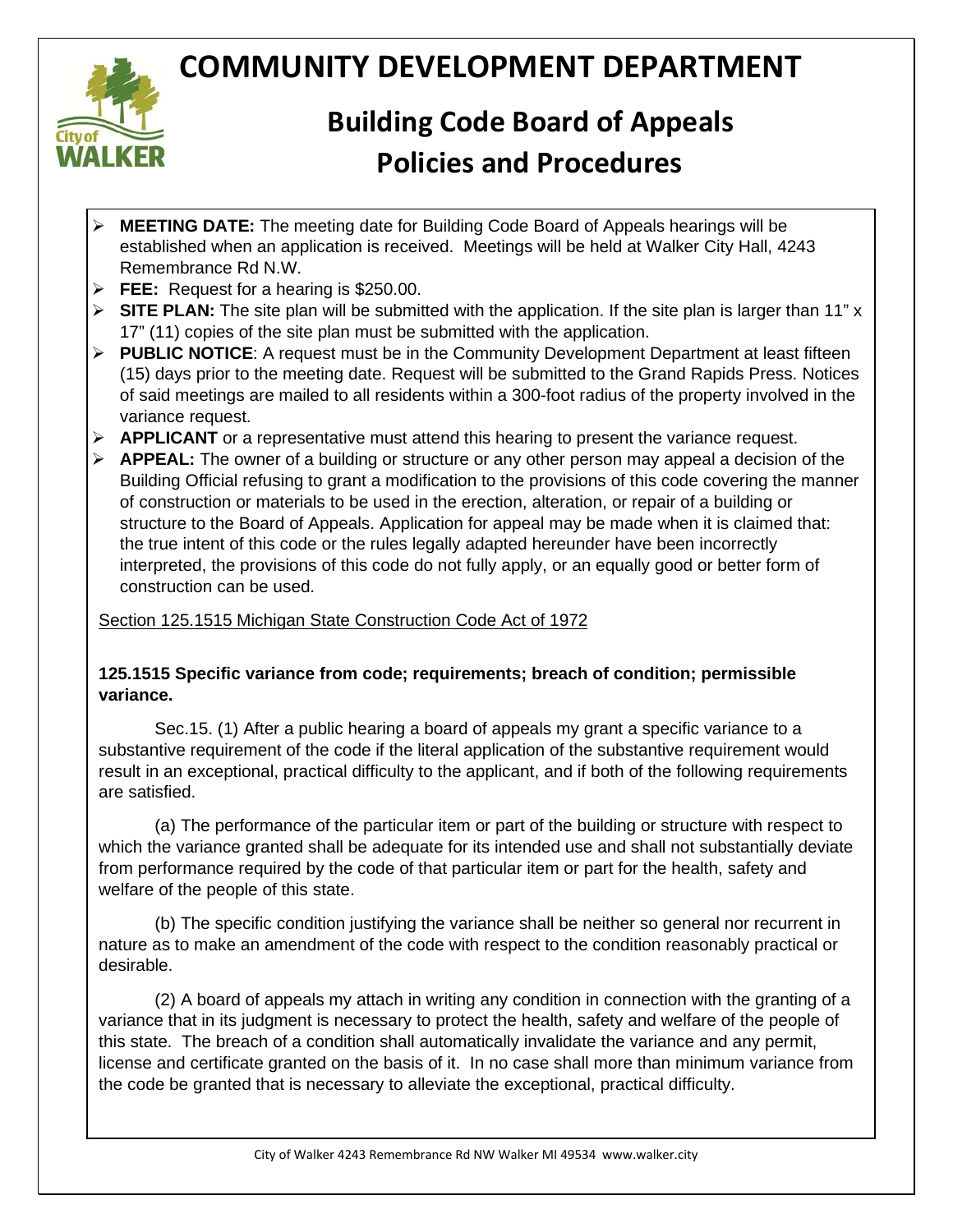# COMMUNITY DEVELOPMENT DEPARTMENT

## Building Code Board of Appeals
## Policies and Procedures

- **MEETING DATE:** The meeting date for Building Code Board of Appeals hearings will be established when an application is received. Meetings will be held at Walker City Hall, 4243 Remembrance Rd N.W.
- **FEE:** Request for a hearing is $250.00.
- **SITE PLAN:** The site plan will be submitted with the application. If the site plan is larger than 11" x 17" (11) copies of the site plan must be submitted with the application.
- **PUBLIC NOTICE**: A request must be in the Community Development Department at least fifteen (15) days prior to the meeting date. Request will be submitted to the Grand Rapids Press. Notices of said meetings are mailed to all residents within a 300-foot radius of the property involved in the variance request.
- **APPLICANT** or a representative must attend this hearing to present the variance request.
- **APPEAL:** The owner of a building or structure or any other person may appeal a decision of the Building Official refusing to grant a modification to the provisions of this code covering the manner of construction or materials to be used in the erection, alteration, or repair of a building or structure to the Board of Appeals. Application for appeal may be made when it is claimed that: the true intent of this code or the rules legally adapted hereunder have been incorrectly interpreted, the provisions of this code do not fully apply, or an equally good or better form of construction can be used.

Section 125.1515 Michigan State Construction Code Act of 1972

**125.1515 Specific variance from code; requirements; breach of condition; permissible variance.**

Sec.15. (1) After a public hearing a board of appeals my grant a specific variance to a substantive requirement of the code if the literal application of the substantive requirement would result in an exceptional, practical difficulty to the applicant, and if both of the following requirements are satisfied.

(a) The performance of the particular item or part of the building or structure with respect to which the variance granted shall be adequate for its intended use and shall not substantially deviate from performance required by the code of that particular item or part for the health, safety and welfare of the people of this state.

(b) The specific condition justifying the variance shall be neither so general nor recurrent in nature as to make an amendment of the code with respect to the condition reasonably practical or desirable.

(2) A board of appeals my attach in writing any condition in connection with the granting of a variance that in its judgment is necessary to protect the health, safety and welfare of the people of this state. The breach of a condition shall automatically invalidate the variance and any permit, license and certificate granted on the basis of it. In no case shall more than minimum variance from the code be granted that is necessary to alleviate the exceptional, practical difficulty.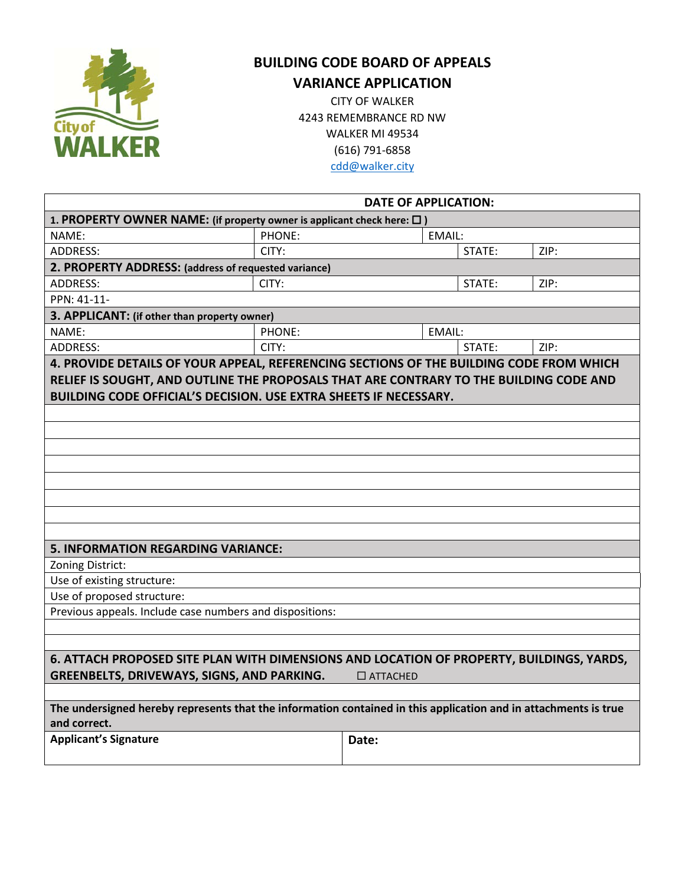# BUILDING CODE BOARD OF APPEALS
## VARIANCE APPLICATION

CITY OF WALKER
4243 REMEMBRANCE RD NW
WALKER MI 49534
(616) 791-6858
cdd@walker.city

| | | | | |
|---|---|---|---|---|
| | | **DATE OF APPLICATION:** | | |
| **1. PROPERTY OWNER NAME:** (if property owner is applicant check here: ☐ ) | | | | |
| NAME: | PHONE: | EMAIL: | | |
| ADDRESS: | CITY: | | STATE: | ZIP: |
| **2. PROPERTY ADDRESS:** (address of requested variance) | | | | |
| ADDRESS: | CITY: | | STATE: | ZIP: |
| PPN: 41-11- | | | | |
| **3. APPLICANT:** (if other than property owner) | | | | |
| NAME: | PHONE: | EMAIL: | | |
| ADDRESS: | CITY: | | STATE: | ZIP: |

**4. PROVIDE DETAILS OF YOUR APPEAL, REFERENCING SECTIONS OF THE BUILDING CODE FROM WHICH RELIEF IS SOUGHT, AND OUTLINE THE PROPOSALS THAT ARE CONTRARY TO THE BUILDING CODE AND BUILDING CODE OFFICIAL'S DECISION. USE EXTRA SHEETS IF NECESSARY.**

**5. INFORMATION REGARDING VARIANCE:**

Zoning District:

Use of existing structure:

Use of proposed structure:

Previous appeals. Include case numbers and dispositions:

**6. ATTACH PROPOSED SITE PLAN WITH DIMENSIONS AND LOCATION OF PROPERTY, BUILDINGS, YARDS, GREENBELTS, DRIVEWAYS, SIGNS, AND PARKING.** ☐ ATTACHED

**The undersigned hereby represents that the information contained in this application and in attachments is true and correct.**

| | |
|---|---|
| **Applicant's Signature** | **Date:** |